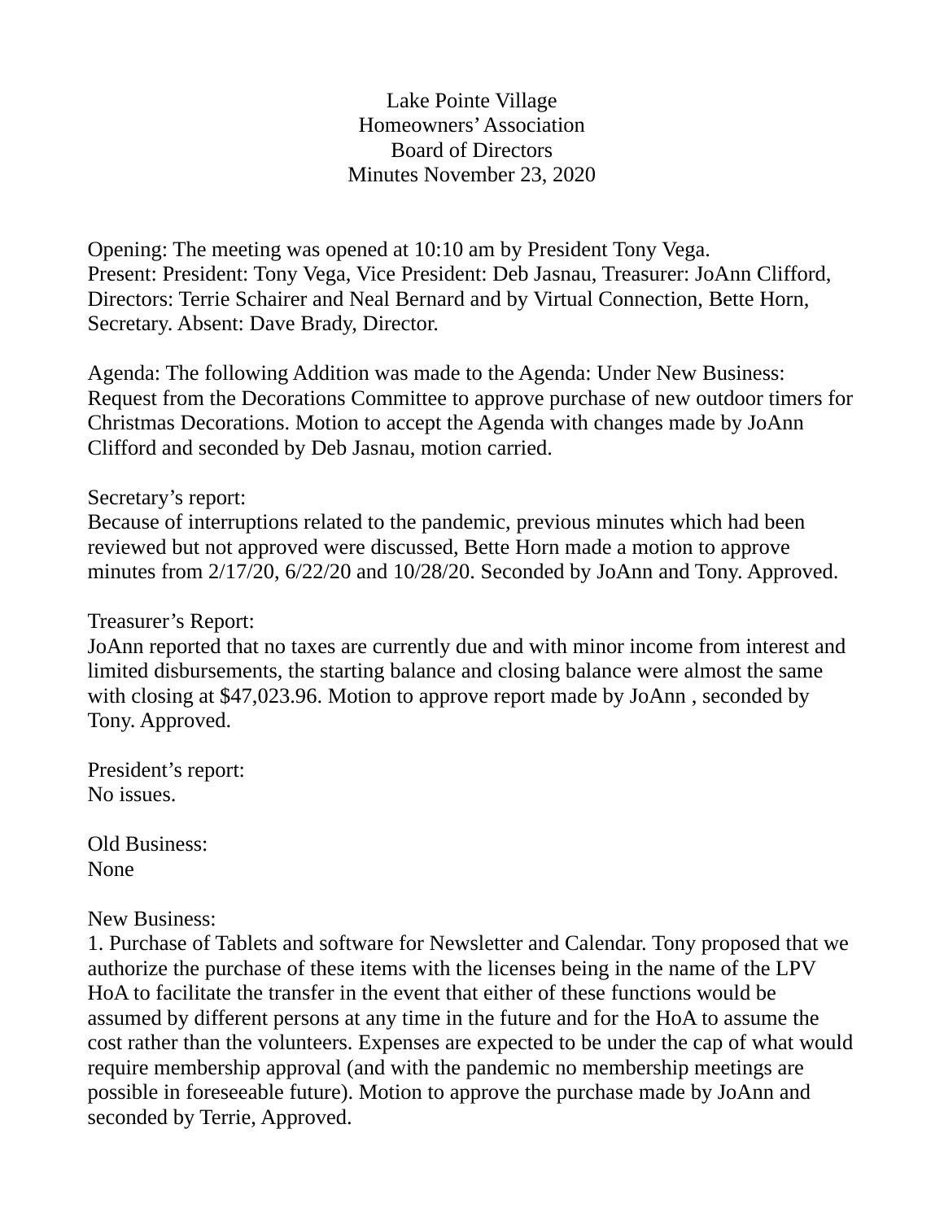# Lake Pointe Village
## Homeowners' Association
## Board of Directors
## Minutes November 23, 2020

Opening: The meeting was opened at 10:10 am by President Tony Vega.
Present: President: Tony Vega, Vice President: Deb Jasnau, Treasurer: JoAnn Clifford, Directors: Terrie Schairer and Neal Bernard and by Virtual Connection, Bette Horn, Secretary. Absent: Dave Brady, Director.

Agenda: The following Addition was made to the Agenda: Under New Business: Request from the Decorations Committee to approve purchase of new outdoor timers for Christmas Decorations. Motion to accept the Agenda with changes made by JoAnn Clifford and seconded by Deb Jasnau, motion carried.

Secretary's report:
Because of interruptions related to the pandemic, previous minutes which had been reviewed but not approved were discussed, Bette Horn made a motion to approve minutes from 2/17/20, 6/22/20 and 10/28/20. Seconded by JoAnn and Tony. Approved.

Treasurer's Report:
JoAnn reported that no taxes are currently due and with minor income from interest and limited disbursements, the starting balance and closing balance were almost the same with closing at $47,023.96. Motion to approve report made by JoAnn , seconded by Tony. Approved.

President's report:
No issues.

Old Business:
None

New Business:
1. Purchase of Tablets and software for Newsletter and Calendar. Tony proposed that we authorize the purchase of these items with the licenses being in the name of the LPV HoA to facilitate the transfer in the event that either of these functions would be assumed by different persons at any time in the future and for the HoA to assume the cost rather than the volunteers. Expenses are expected to be under the cap of what would require membership approval (and with the pandemic no membership meetings are possible in foreseeable future). Motion to approve the purchase made by JoAnn and seconded by Terrie, Approved.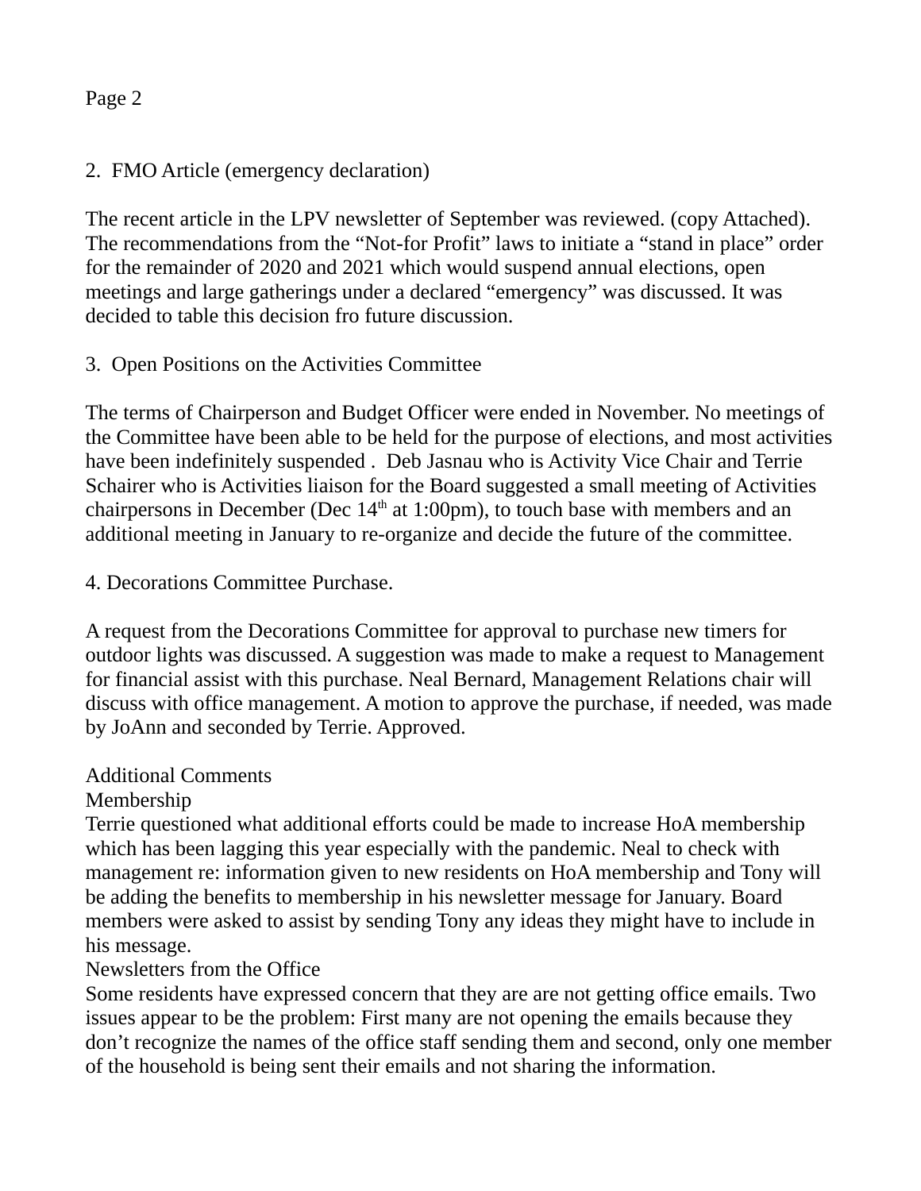2. FMO Article (emergency declaration)

The recent article in the LPV newsletter of September was reviewed. (copy Attached). The recommendations from the “Not-for Profit” laws to initiate a “stand in place” order for the remainder of 2020 and 2021 which would suspend annual elections, open meetings and large gatherings under a declared “emergency” was discussed. It was decided to table this decision fro future discussion.

3. Open Positions on the Activities Committee

The terms of Chairperson and Budget Officer were ended in November. No meetings of the Committee have been able to be held for the purpose of elections, and most activities have been indefinitely suspended . Deb Jasnau who is Activity Vice Chair and Terrie Schairer who is Activities liaison for the Board suggested a small meeting of Activities chairpersons in December (Dec 14th at 1:00pm), to touch base with members and an additional meeting in January to re-organize and decide the future of the committee.

4. Decorations Committee Purchase.

A request from the Decorations Committee for approval to purchase new timers for outdoor lights was discussed. A suggestion was made to make a request to Management for financial assist with this purchase. Neal Bernard, Management Relations chair will discuss with office management. A motion to approve the purchase, if needed, was made by JoAnn and seconded by Terrie. Approved.

Additional Comments

Membership

Terrie questioned what additional efforts could be made to increase HoA membership which has been lagging this year especially with the pandemic. Neal to check with management re: information given to new residents on HoA membership and Tony will be adding the benefits to membership in his newsletter message for January. Board members were asked to assist by sending Tony any ideas they might have to include in his message.

Newsletters from the Office

Some residents have expressed concern that they are are not getting office emails. Two issues appear to be the problem: First many are not opening the emails because they don’t recognize the names of the office staff sending them and second, only one member of the household is being sent their emails and not sharing the information.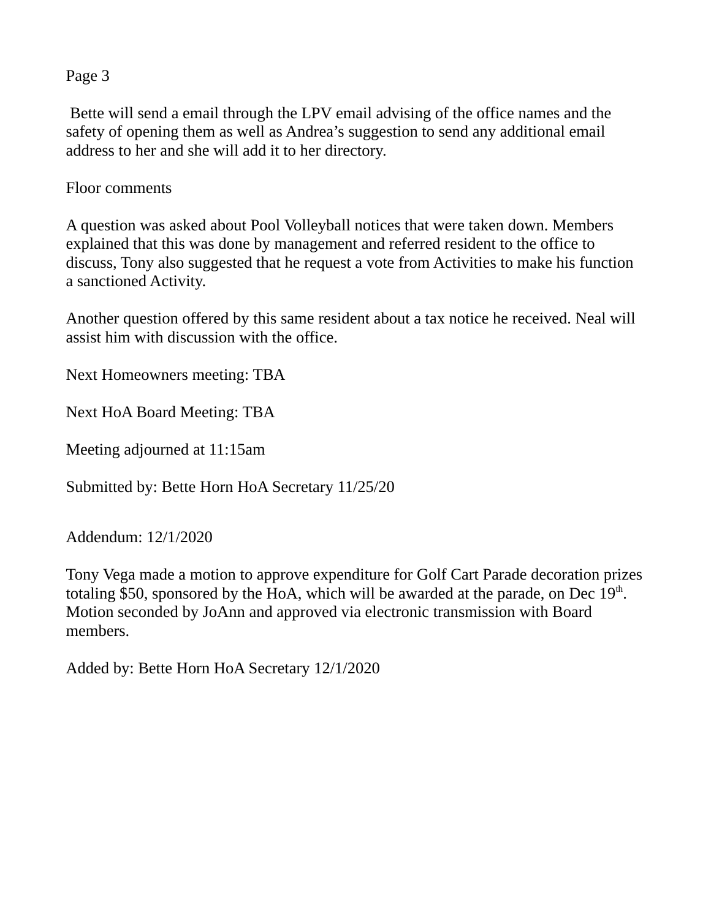Bette will send a email through the LPV email advising of the office names and the safety of opening them as well as Andrea's suggestion to send any additional email address to her and she will add it to her directory.

Floor comments

A question was asked about Pool Volleyball notices that were taken down. Members explained that this was done by management and referred resident to the office to discuss, Tony also suggested that he request a vote from Activities to make his function a sanctioned Activity.

Another question offered by this same resident about a tax notice he received. Neal will assist him with discussion with the office.

Next Homeowners meeting: TBA

Next HoA Board Meeting: TBA

Meeting adjourned at 11:15am

Submitted by: Bette Horn HoA Secretary 11/25/20

Addendum: 12/1/2020

Tony Vega made a motion to approve expenditure for Golf Cart Parade decoration prizes totaling $50, sponsored by the HoA, which will be awarded at the parade, on Dec 19th. Motion seconded by JoAnn and approved via electronic transmission with Board members.

Added by: Bette Horn HoA Secretary 12/1/2020